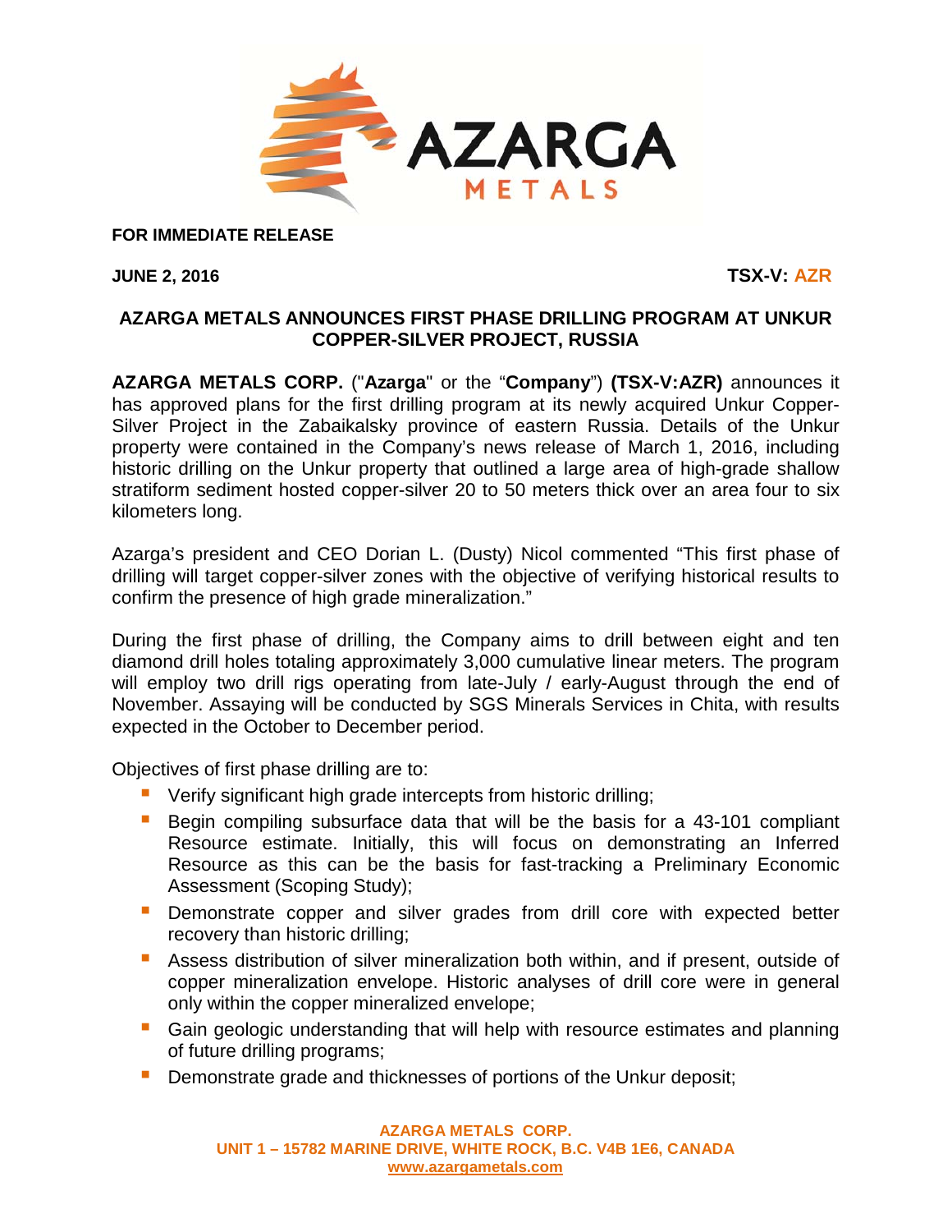**FOR IMMEDIATE RELEASE**

**JUNE 2, 2016** **TSX-V: AZR**

## AZARGA METALS ANNOUNCES FIRST PHASE DRILLING PROGRAM AT UNKUR COPPER-SILVER PROJECT, RUSSIA

**AZARGA METALS CORP.** ("**Azarga**" or the "**Company**") **(TSX-V:AZR)** announces it has approved plans for the first drilling program at its newly acquired Unkur Copper-Silver Project in the Zabaikalsky province of eastern Russia. Details of the Unkur property were contained in the Company's news release of March 1, 2016, including historic drilling on the Unkur property that outlined a large area of high-grade shallow stratiform sediment hosted copper-silver 20 to 50 meters thick over an area four to six kilometers long.

Azarga's president and CEO Dorian L. (Dusty) Nicol commented "This first phase of drilling will target copper-silver zones with the objective of verifying historical results to confirm the presence of high grade mineralization."

During the first phase of drilling, the Company aims to drill between eight and ten diamond drill holes totaling approximately 3,000 cumulative linear meters. The program will employ two drill rigs operating from late-July / early-August through the end of November. Assaying will be conducted by SGS Minerals Services in Chita, with results expected in the October to December period.

Objectives of first phase drilling are to:

- Verify significant high grade intercepts from historic drilling;
- Begin compiling subsurface data that will be the basis for a 43-101 compliant Resource estimate. Initially, this will focus on demonstrating an Inferred Resource as this can be the basis for fast-tracking a Preliminary Economic Assessment (Scoping Study);
- Demonstrate copper and silver grades from drill core with expected better recovery than historic drilling;
- Assess distribution of silver mineralization both within, and if present, outside of copper mineralization envelope. Historic analyses of drill core were in general only within the copper mineralized envelope;
- Gain geologic understanding that will help with resource estimates and planning of future drilling programs;
- Demonstrate grade and thicknesses of portions of the Unkur deposit;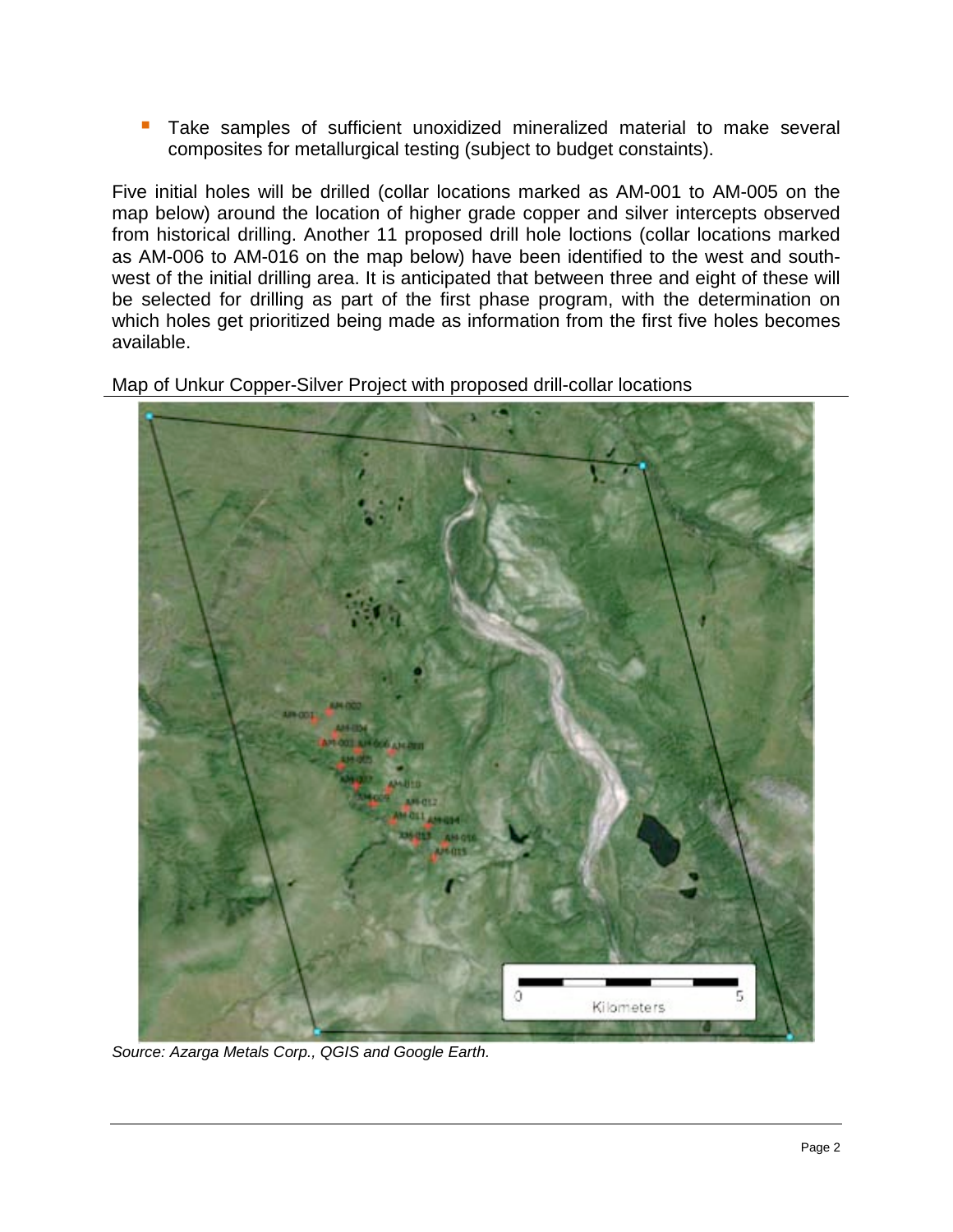- Take samples of sufficient unoxidized mineralized material to make several composites for metallurgical testing (subject to budget constaints).

Five initial holes will be drilled (collar locations marked as AM-001 to AM-005 on the map below) around the location of higher grade copper and silver intercepts observed from historical drilling. Another 11 proposed drill hole loctions (collar locations marked as AM-006 to AM-016 on the map below) have been identified to the west and south-west of the initial drilling area. It is anticipated that between three and eight of these will be selected for drilling as part of the first phase program, with the determination on which holes get prioritized being made as information from the first five holes becomes available.

Map of Unkur Copper-Silver Project with proposed drill-collar locations

*Source: Azarga Metals Corp., QGIS and Google Earth.*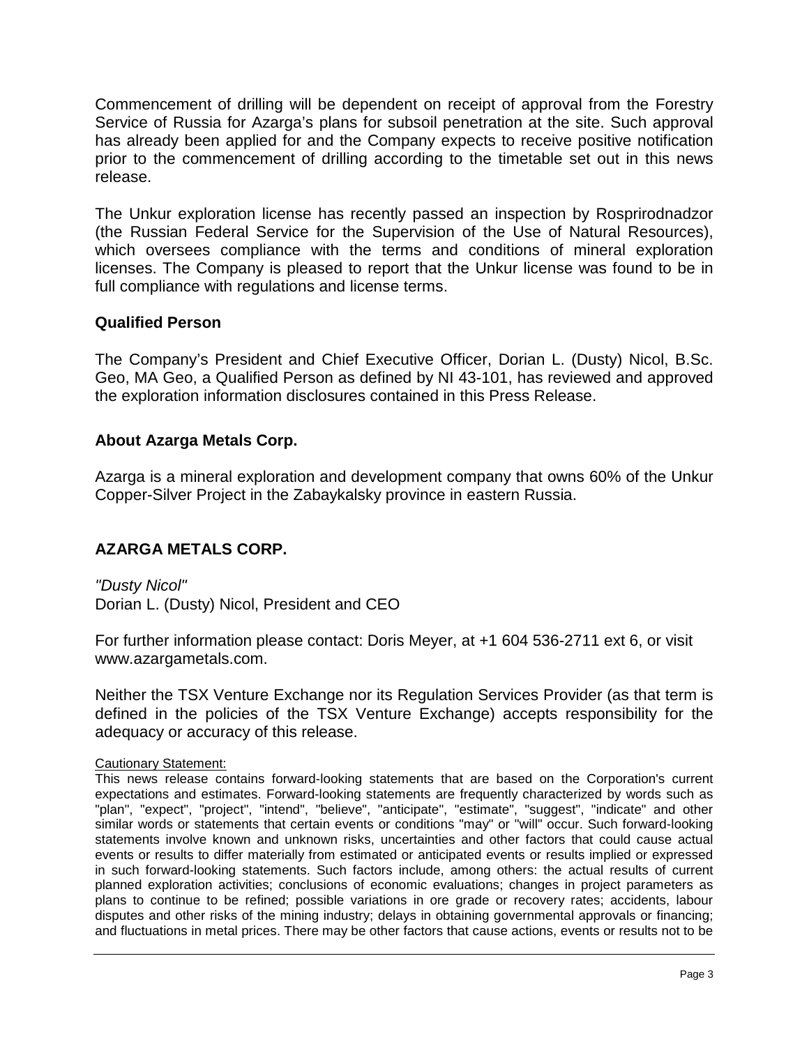Commencement of drilling will be dependent on receipt of approval from the Forestry Service of Russia for Azarga's plans for subsoil penetration at the site. Such approval has already been applied for and the Company expects to receive positive notification prior to the commencement of drilling according to the timetable set out in this news release.

The Unkur exploration license has recently passed an inspection by Rosprirodnadzor (the Russian Federal Service for the Supervision of the Use of Natural Resources), which oversees compliance with the terms and conditions of mineral exploration licenses. The Company is pleased to report that the Unkur license was found to be in full compliance with regulations and license terms.

**Qualified Person**

The Company's President and Chief Executive Officer, Dorian L. (Dusty) Nicol, B.Sc. Geo, MA Geo, a Qualified Person as defined by NI 43-101, has reviewed and approved the exploration information disclosures contained in this Press Release.

**About Azarga Metals Corp.**

Azarga is a mineral exploration and development company that owns 60% of the Unkur Copper-Silver Project in the Zabaykalsky province in eastern Russia.

**AZARGA METALS CORP.**

*"Dusty Nicol"*
Dorian L. (Dusty) Nicol, President and CEO

For further information please contact: Doris Meyer, at +1 604 536-2711 ext 6, or visit www.azargametals.com.

Neither the TSX Venture Exchange nor its Regulation Services Provider (as that term is defined in the policies of the TSX Venture Exchange) accepts responsibility for the adequacy or accuracy of this release.

Cautionary Statement:
This news release contains forward-looking statements that are based on the Corporation's current expectations and estimates. Forward-looking statements are frequently characterized by words such as "plan", "expect", "project", "intend", "believe", "anticipate", "estimate", "suggest", "indicate" and other similar words or statements that certain events or conditions "may" or "will" occur. Such forward-looking statements involve known and unknown risks, uncertainties and other factors that could cause actual events or results to differ materially from estimated or anticipated events or results implied or expressed in such forward-looking statements. Such factors include, among others: the actual results of current planned exploration activities; conclusions of economic evaluations; changes in project parameters as plans to continue to be refined; possible variations in ore grade or recovery rates; accidents, labour disputes and other risks of the mining industry; delays in obtaining governmental approvals or financing; and fluctuations in metal prices. There may be other factors that cause actions, events or results not to be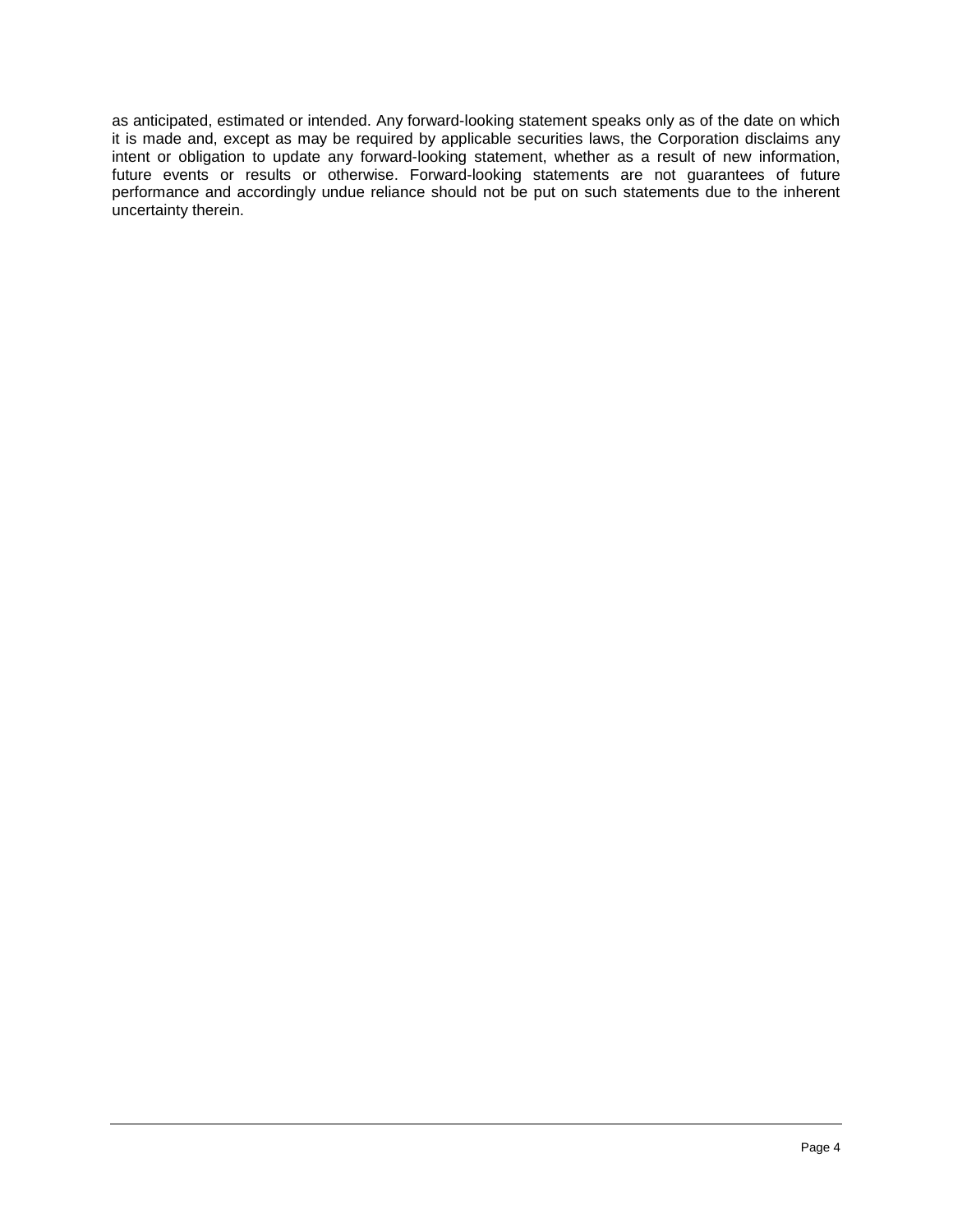as anticipated, estimated or intended. Any forward-looking statement speaks only as of the date on which it is made and, except as may be required by applicable securities laws, the Corporation disclaims any intent or obligation to update any forward-looking statement, whether as a result of new information, future events or results or otherwise. Forward-looking statements are not guarantees of future performance and accordingly undue reliance should not be put on such statements due to the inherent uncertainty therein.